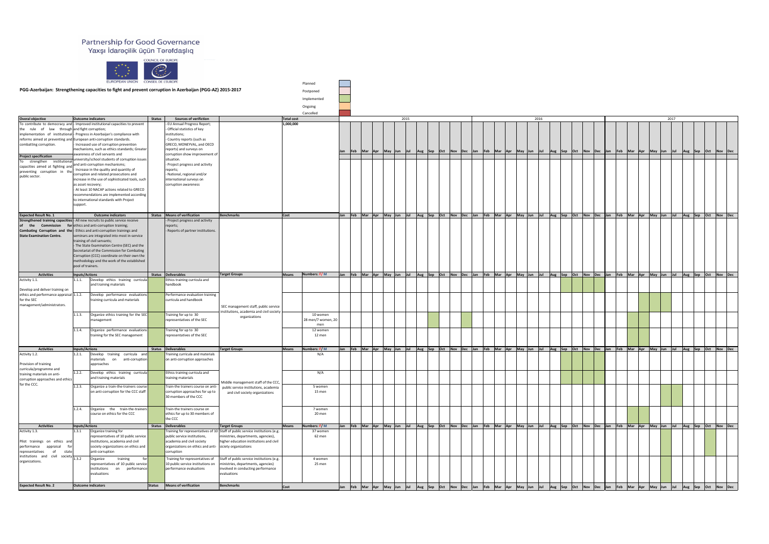# Partnership for Good Governance

Yaxşı İdarəçilik üçün Tərəfdaşlıq

EUROPEAN UNION | COUNCIL OF EUROPE | CONSEIL DE L'EUROPE

**PGG-Azerbaijan: Strengthening capacities to fight and prevent corruption in Azerbaijan (PGG-AZ) 2015-2017**

Legend:
- Planned
- Postponed
- Implemented
- Ongoing
- Cancelled

Timeline columns: 2015, 2016 and 2017, each with Jan–Dec. Green-shaded cells in the timeline indicate implemented activities; the months are given in the "Timeline (shaded)" column below.

| Overal objective | Outcome indicators | Status | Sources of verifiction | Total cost |
|---|---|---|---|---|
| To contribute to democracy and the rule of law through implementation of institutional reforms aimed at preventing and combatting corruption.<br><br>**Project specification**<br>To strengthen institutional capacities aimed at fighting and preventing corruption in the public sector. | - Improved institutional capacities to prevent and fight corruption;<br>- Progress in Azerbaijan's compliance with European anti-corruption standards.<br>- Increased use of corruption prevention mechanisms, such as ethics standards; Greater awareness of civil servants and university/school students of corruption issues and anti-corruption mechanisms;<br>- Increase in the quality and quantity of corruption and related prosecutions and increase in the use of sophisticated tools, such as asset recovery;<br>- At least 10 NACAP actions related to GRECO recommendations are implemented according to international standards with Project support. | | - EU Annual Progress Report;<br>- Official statistics of key institutions;<br>- Country reports (such as GRECO, MONEYVAL, and OECD reports) and surveys on corruption show improvement of situation.<br>- Project progress and activity reports;<br>- National, regional and/or international surveys on corruption awareness | 1,000,000 |

| Expected Result No. 1 | Outcome indicators | Status | Means of verification | Benchmarks | Cost |
|---|---|---|---|---|---|
| **Strengthened training capacities of the Commission for Combating Corruption and the State Examination Centre.** | - All new recruits to public service receive ethics and anti-corruption training;<br>- Ethics and anti-corruption trainings and seminars are integrated into most in-service training of civil servants;<br>- The State Examination Centre (SEC) and the Secretariat of the Commission for Combating Corruption (CCC) coordinate on their own the methodology and the work of the established pool of trainers. | | - Project progress and activity reports;<br>- Reports of partner institutions. | | |

| Activities | Inputs/Actions | | Status | Deliverables | Target Groups | Means | Numbers: F/M | Timeline (shaded) |
|---|---|---|---|---|---|---|---|---|
| Activity 1.1.<br><br>Develop and deliver training on ethics and performance appraisal for the SEC management/administrators. | 1.1.1. | Develop ethics training curricula and training materials | | Ethics training curricula and handbook | SEC management staff, public service institutions, academia and civil society organizations | | | 2016: Sep, Oct |
| | 1.1.2. | Develop performance evaluations training curricula and materials | | Performance evaluation training curricula and handbook | | | | 2017: Apr, May, Jun |
| | 1.1.3. | Organize ethics training for the SEC management | | Training for up to 30 representatives of the SEC | | | 10 women<br>28 men/7 women, 20 men | 2015: Sep, Nov; 2017: Mar |
| | 1.1.4. | Organize performance evaluations training for the SEC management | | Training for up to 30 representatives of the SEC | | | 12 women<br>12 men | 2017: Mar |

| Activities | Inputs/Actions | | Status | Deliverables | Target Groups | Means | Numbers: F/M | Timeline (shaded) |
|---|---|---|---|---|---|---|---|---|
| Activity 1.2.<br><br>Provision of training curricula/programme and training materials on anti-corruption approaches and ethics for the CCC. | 1.2.1. | Develop training curricula and materials on anti-corruption approaches | | Training curricula and materials on anti-corruption approaches | Middle management staff of the CCC, public service institutions, academia and civil society organizations | | N/A | 2016: Sep, Oct |
| | 1.2.2. | Develop ethics training curricula and training materials | | Ethics training curricula and training materials | | | N/A | 2016: Sep, Oct |
| | 1.2.3. | Organize a train-the-trainers course on anti-corruption for the CCC staff | | Train-the trainers course on anti-corruption approaches for up to 30 members of the CCC | | | 5 women<br>15 men | 2017: Jun, Jul |
| | 1.2.4. | Organize the train-the-trainers course on ethics for the CCC | | Train-the trainers course on ethics for up to 30 members of the CCC | | | 7 women<br>20 men | 2017: Mar |

| Activities | Inputs/Actions | | Status | Deliverables | Target Groups | Means | Numbers: F/M | Timeline (shaded) |
|---|---|---|---|---|---|---|---|---|
| Activity 1.3.<br><br>Pilot trainings on ethics and performance appraisal for representatives of state institutions and civil society organizations. | 1.3.1 | Organize training for representatives of 10 public service institutions, academia and civil society organizations on ethics and anti-corruption | | Training for representatives of 10 public service institutions, academia and civil society organizations on ethics and anti-corruption | Staff of public service institutions (e.g. ministries, departments, agencies), higher education institutions and civil siciety organizations | | 37 women<br>62 men | 2017: Oct |
| | 1.3.2 | Organize training for representatives of 10 public service institutions on performance evaluations | | Training for representatives of 10 public service institutions on performance evaluations | Staff of public service institutions (e.g. ministries, departments, agencies) involved in conducting performance evaluations | | 4 women<br>25 men | 2017: Jun |

| Expected Result No. 2 | Outcome indicators | Status | Means of verification | Benchmarks | Cost |
|---|---|---|---|---|---|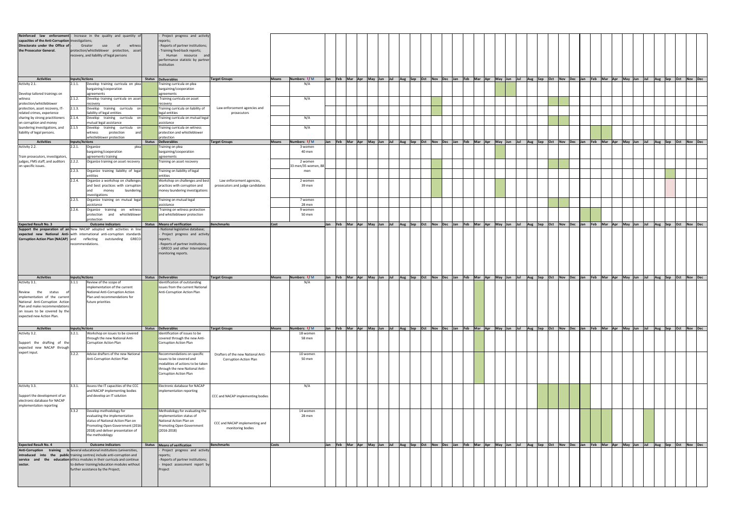| Expected result / Activities | Inputs/Actions | | Status | Deliverables | Target Groups | Means | Numbers: F/M | Jan | Feb | Mar | Apr | May | Jun | Jul | Aug | Sep | Oct | Nov | Dec | Jan | Feb | Mar | Apr | May | Jun | Jul | Aug | Sep | Oct | Nov | Dec | Jan | Feb | Mar | Apr | May | Jun | Jul | Aug | Sep | Oct | Nov | Dec |
|---|---|---|---|---|---|---|---|---|---|---|---|---|---|---|---|---|---|---|---|---|---|---|---|---|---|---|---|---|---|---|---|---|---|---|---|---|---|---|---|---|---|---|---|
| **Reinforced law enforcement capacities of the Anti-Corruption Directorate under the Office of the Prosecutor General.** | - Increase in the quality and quantity of investigations;<br>- Greater use of witness protection/whistleblower protection, asset recovery, and liability of legal persons | | | - Project progress and activity reports;<br>- Reports of partner institutions;<br>- Training feed-back reports;<br>- Human resource and performance statistic by partner institution | | | | | | | | | | | | | | | | | | | | | | | | | | | | | | | | | | | | | | | |
| **Activities** | **Inputs/Actions** | | **Status** | **Deliverables** | **Target Groups** | **Means** | **Numbers: F/M** | Jan | Feb | Mar | Apr | May | Jun | Jul | Aug | Sep | Oct | Nov | Dec | Jan | Feb | Mar | Apr | May | Jun | Jul | Aug | Sep | Oct | Nov | Dec | Jan | Feb | Mar | Apr | May | Jun | Jul | Aug | Sep | Oct | Nov | Dec |
| Activity 2.1.<br>Develop tailored trainings on witness protection/whistleblower protection, asset recovery, IT-related crimes, experience sharing by strong practitioners on corruption and money laundering investigations, and liability of legal persons. | 2.1.1. | Develop training curricula on plea bargaining/cooperation agreements | | Training curricula on plea bargaining/cooperation agreements | | | N/A | | | | | | | | | | | | | | | | | | | | | | | | | | | | | | | | | | | | | | |
| | 2.1.2. | Develop training curricula on asset recovery | | Training curricula on asset recovery | | | N/A | | | | | | | | | | | | | | | | | | | | | | | | | | | | | | | | | | | | | | |
| | 2.1.3. | Develop training curricula on liability of legal entities | | Training curricula on liability of legal entities | Law enforcement agencies and prosecutors | | | | | | | | | | | | | | | | | | | | | | | | | | | | | | | | | | | | | | | | |
| | 2.1.4. | Develop training curricula on mutual legal assistance | | Training curricula on mutual legal assistance | | | N/A | | | | | | | | | | | | | | | | | | | | | | | | | | | | | | | | | | | | | | |
| | 2.1.5 | Develop training curricula on witness protection and whistleblower protection | | Training curricula on witness protection and whistleblower protection | | | N/A | | | | | | | | | | | | | | | | | | | | | | | | | | | | | | | | | | | | | | |
| **Activities** | **Inputs/Actions** | | **Status** | **Deliverables** | **Target Groups** | **Means** | **Numbers: F/M** | Jan | Feb | Mar | Apr | May | Jun | Jul | Aug | Sep | Oct | Nov | Dec | Jan | Feb | Mar | Apr | May | Jun | Jul | Aug | Sep | Oct | Nov | Dec | Jan | Feb | Mar | Apr | May | Jun | Jul | Aug | Sep | Oct | Nov | Dec |
| Activity 2.2.<br>Train prosecutors, investigators, judges, FMS staff, and auditors on specific issues. | 2.2.1. | Organize plea bargaining/cooperation agreements training | | Training on plea bargaining/cooperation agreements | | | 3 women<br>40 men | | | | | | | | | | | | | | | | | | | | | | | | | | | | | | | | | | | | | | |
| | 2.2.2. | Organize training on asset recovery | | Training on asset recovery | | | 2 women<br>33 men/35 women, 88 | | | | | | | | | | | | | | | | | | | | | | | | | | | | | | | | | | | | | | |
| | 2.2.3. | Organize training liability of legal entities | | Training on liability of legal entities | | | men | | | | | | | | | | | | | | | | | | | | | | | | | | | | | | | | | | | | | | |
| | 2.2.4. | Organize a workshop on challenges and best practices with corruption and money laundering investigations | | Workshop on challenges and best practices with corruption and money laundering investigations | Law enforcement agencies, prosecutors and judge candidates | | 2 women<br>39 men | | | | | | | | | | | | | | | | | | | | | | | | | | | | | | | | | | | | | | |
| | 2.2.5. | Organize training on mutual legal assistance | | Training on mutual legal assistance | | | 7 women<br>28 men | | | | | | | | | | | | | | | | | | | | | | | | | | | | | | | | | | | | | | |
| | 2.2.6. | Organize training on witness protection and whistleblower protection | | Training on witness protection and whistleblower protection | | | 9 women<br>50 men | | | | | | | | | | | | | | | | | | | | | | | | | | | | | | | | | | | | | | |
| **Expected Result No. 3** | **Outcome indicators** | | **Status** | **Means of verification** | **Benchmarks** | **Cost** | | Jan | Feb | Mar | Apr | May | Jun | Jul | Aug | Sep | Oct | Nov | Dec | Jan | Feb | Mar | Apr | May | Jun | Jul | Aug | Sep | Oct | Nov | Dec | Jan | Feb | Mar | Apr | May | Jun | Jul | Aug | Sep | Oct | Nov | Dec |
| **Support the preparation of an expected new National Anti-Corruption Action Plan (NACAP)** | New NACAP adopted with activities in line with international anti-corruption standards and reflecting outstanding GRECO recommendations. | | | - National legislative database;<br>- Project progress and activity reports;<br>- Reports of partner institutions;<br>- GRECO and other International monitoring reports. | | | | | | | | | | | | | | | | | | | | | | | | | | | | | | | | | | | | | | | |
| **Activities** | **Inputs/Actions** | | **Status** | **Deliverables** | **Target Groups** | **Means** | **Numbers: F/M** | Jan | Feb | Mar | Apr | May | Jun | Jul | Aug | Sep | Oct | Nov | Dec | Jan | Feb | Mar | Apr | May | Jun | Jul | Aug | Sep | Oct | Nov | Dec | Jan | Feb | Mar | Apr | May | Jun | Jul | Aug | Sep | Oct | Nov | Dec |
| Activity 3.1.<br>Review the status of implementation of the current National Anti-Corruption Action Plan and make recommendations on issues to be covered by the expected new Action Plan. | 3.1.1 | Review of the scope of implementation of the current National Anti-Corruption Action Plan and recommendations for future priorities | | Identification of outstanding issues from the current National Anti-Corruption Action Plan | | | N/A | | | | | | | | | | | | | | | | | | | | | | | | | | | | | | | | | | | | | | |
| **Activities** | **Inputs/Actions** | | **Status** | **Deliverables** | **Target Groups** | **Means** | **Numbers: F/M** | Jan | Feb | Mar | Apr | May | Jun | Jul | Aug | Sep | Oct | Nov | Dec | Jan | Feb | Mar | Apr | May | Jun | Jul | Aug | Sep | Oct | Nov | Dec | Jan | Feb | Mar | Apr | May | Jun | Jul | Aug | Sep | Oct | Nov | Dec |
| Activity 3.2.<br>Support the drafting of the expected new NACAP through expert input. | 3.2.1. | Workshop on issues to be covered through the new National Anti-Corruption Action Plan | | Identification of issues to be covered through the new Anti-Corruption Action Plan | | | 18 women<br>58 men | | | | | | | | | | | | | | | | | | | | | | | | | | | | | | | | | | | | | | |
| | 3.2.2. | Advise drafters of the new National Anti-Corruption Action Plan | | Recommendations on specific issues to be covered and modalities of actions to be taken through the new National Anti-Corruption Action Plan | Drafters of the new National Anti-Corruption Action Plan | | 10 women<br>50 men | | | | | | | | | | | | | | | | | | | | | | | | | | | | | | | | | | | | | | |
| Activity 3.3.<br>Support the development of an electronic database for NACAP implementation reporting | 3.3.1. | Assess the IT capacities of the CCC and NACAP implementing bodies and develop an IT solution | | Electronic database for NACAP implementation reporting | CCC and NACAP implementing bodies | | N/A | | | | | | | | | | | | | | | | | | | | | | | | | | | | | | | | | | | | | | |
| | 3.3.2 | Develop methodology for evaluating the implementation status of National Action Plan on Promoting Open Government (2016-2018) and deliver presentation of the methodology | | Methodology for evaluating the implementation status of National Action Plan on Promoting Open Government (2016-2018) | CCC and NACAP implementing and monitoring bodies | | 14 women<br>28 men | | | | | | | | | | | | | | | | | | | | | | | | | | | | | | | | | | | | | | |
| **Expected Result No. 4** | **Outcome indicators** | | **Status** | **Means of verification** | **Benchmarks** | **Costs** | | Jan | Feb | Mar | Apr | May | Jun | Jul | Aug | Sep | Oct | Nov | Dec | Jan | Feb | Mar | Apr | May | Jun | Jul | Aug | Sep | Oct | Nov | Dec | Jan | Feb | Mar | Apr | May | Jun | Jul | Aug | Sep | Oct | Nov | Dec |
| **Anti-Corruption training is introduced into the public service and the education sector.** | Several educational institutions (universities, training centres) include anti-corruption and ethics modules in their curricula and continue to deliver training/education modules without further assistance by the Project; | | | - Project progress and activity reports;<br>- Reports of partner institutions;<br>- Impact assessment report by Project | | | | | | | | | | | | | | | | | | | | | | | | | | | | | | | | | | | | | | | |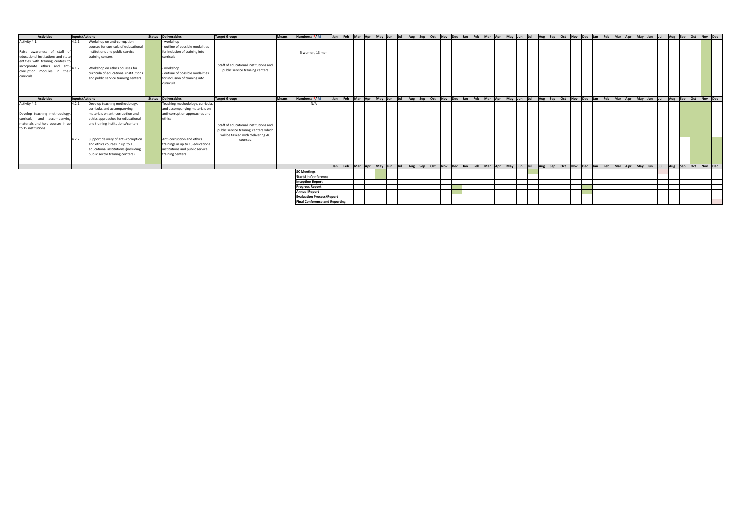| Activities | Inputs/Actions | | Status | Deliverables | Target Groups | Means | Numbers: F/ M | Jan | Feb | Mar | Apr | May | Jun | Jul | Aug | Sep | Oct | Nov | Dec | Jan | Feb | Mar | Apr | May | Jun | Jul | Aug | Sep | Oct | Nov | Dec | Jan | Feb | Mar | Apr | May | Jun | Jul | Aug | Sep | Oct | Nov | Dec |
|---|---|---|---|---|---|---|---|---|---|---|---|---|---|---|---|---|---|---|---|---|---|---|---|---|---|---|---|---|---|---|---|---|---|---|---|---|---|---|---|---|---|---|---|
| Activity 4.1. Raise awareness of staff of educational institutions and state entities with training centres to incorporate ethics and anti-corruption modules in their curricula. | 4.1.1. | Workshop on anti-corruption courses for curricula of educational institutions and public service training centers | | - workshop - outline of possible modalities for inclusion of training into curricula | Staff of educational institutions and public service training centers | | 5 women, 13 men | | | | | | | | | | | | | | | | | | | | | | | | | | | | | | | | | | | | |
| | 4.1.2. | Workshop on ethics courses for curricula of educational institutions and public service training centers | | - workshop - outline of possible modalities for inclusion of training into curricula | | | | | | | | | | | | | | | | | | | | | | | | | | | | | | | | | | | | | | | |
| **Activities** | **Inputs/Actions** | | **Status** | **Deliverables** | **Target Groups** | **Means** | **Numbers: F/ M** | **Jan** | **Feb** | **Mar** | **Apr** | **May** | **Jun** | **Jul** | **Aug** | **Sep** | **Oct** | **Nov** | **Dec** | **Jan** | **Feb** | **Mar** | **Apr** | **May** | **Jun** | **Jul** | **Aug** | **Sep** | **Oct** | **Nov** | **Dec** | **Jan** | **Feb** | **Mar** | **Apr** | **May** | **Jun** | **Jul** | **Aug** | **Sep** | **Oct** | **Nov** | **Dec** |
| Activity 4.2. Develop teaching methodology, curricula, and accompanying materials and hold courses in up to 15 institutions | 4.2.1 | Develop teaching methodology, curricula, and accompanying materials on anti-corruption and ethics approaches for educational and training institutions/centers | | Teaching methodology, curricula, and accompanying materials on anti-corruption approaches and ethics | Staff of educational institutions and public service training centers which will be tasked with delivering AC courses | | N/A | | | | | | | | | | | | | | | | | | | | | | | | | | | | | | | | | | | | |
| | 4.2.2. | Support delivery of anti-corruption and ethics courses in up to 15 educational institutions (including public sector training centers) | | Anti-corruption and ethics trainings in up to 15 educational institutions and public service training centers | | | | | | | | | | | | | | | | | | | | | | | | | | | | | | | | | | | | | | | |
| | | | | | | | | Jan | Feb | Mar | Apr | May | Jun | Jul | Aug | Sep | Oct | Nov | Dec | Jan | Feb | Mar | Apr | May | Jun | Jul | Aug | Sep | Oct | Nov | Dec | Jan | Feb | Mar | Apr | May | Jun | Jul | Aug | Sep | Oct | Nov | Dec |
| | | | | | | | **SC Meetings** | | | | | | | | | | | | | | | | | | | | | | | | | | | | | | | | | | | | |
| | | | | | | | **Start-Up Conference** | | | | | | | | | | | | | | | | | | | | | | | | | | | | | | | | | | | | |
| | | | | | | | **Inception Report** | | | | | | | | | | | | | | | | | | | | | | | | | | | | | | | | | | | | |
| | | | | | | | **Progress Report** | | | | | | | | | | | | | | | | | | | | | | | | | | | | | | | | | | | | |
| | | | | | | | **Annual Report** | | | | | | | | | | | | | | | | | | | | | | | | | | | | | | | | | | | | |
| | | | | | | | **Evaluation Process/Report** | | | | | | | | | | | | | | | | | | | | | | | | | | | | | | | | | | | | |
| | | | | | | | **Final Conference and Reporting** | | | | | | | | | | | | | | | | | | | | | | | | | | | | | | | | | | | | |